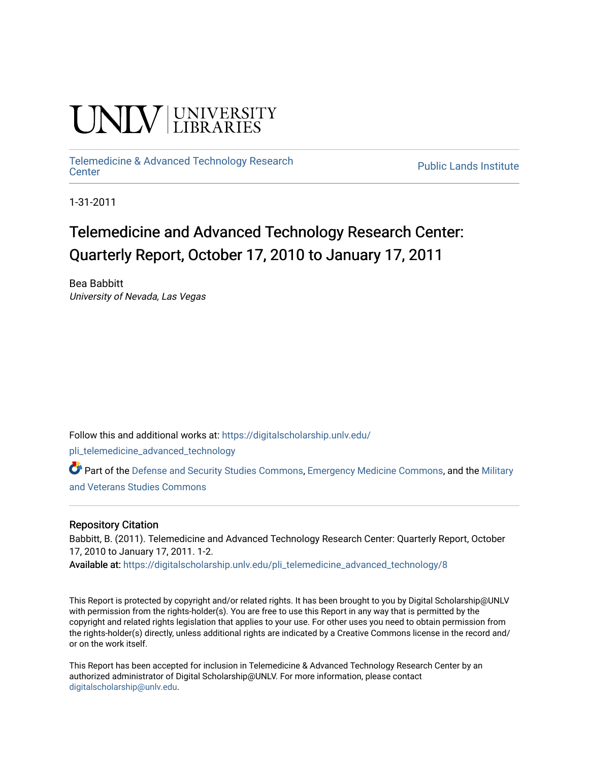UNLV | UNIVERSITY LIBRARIES

Telemedicine & Advanced Technology Research Center

Public Lands Institute

1-31-2011

# Telemedicine and Advanced Technology Research Center: Quarterly Report, October 17, 2010 to January 17, 2011

Bea Babbitt
*University of Nevada, Las Vegas*

Follow this and additional works at: https://digitalscholarship.unlv.edu/pli_telemedicine_advanced_technology

Part of the Defense and Security Studies Commons, Emergency Medicine Commons, and the Military and Veterans Studies Commons

## Repository Citation

Babbitt, B. (2011). Telemedicine and Advanced Technology Research Center: Quarterly Report, October 17, 2010 to January 17, 2011. 1-2.
Available at: https://digitalscholarship.unlv.edu/pli_telemedicine_advanced_technology/8

This Report is protected by copyright and/or related rights. It has been brought to you by Digital Scholarship@UNLV with permission from the rights-holder(s). You are free to use this Report in any way that is permitted by the copyright and related rights legislation that applies to your use. For other uses you need to obtain permission from the rights-holder(s) directly, unless additional rights are indicated by a Creative Commons license in the record and/or on the work itself.

This Report has been accepted for inclusion in Telemedicine & Advanced Technology Research Center by an authorized administrator of Digital Scholarship@UNLV. For more information, please contact digitalscholarship@unlv.edu.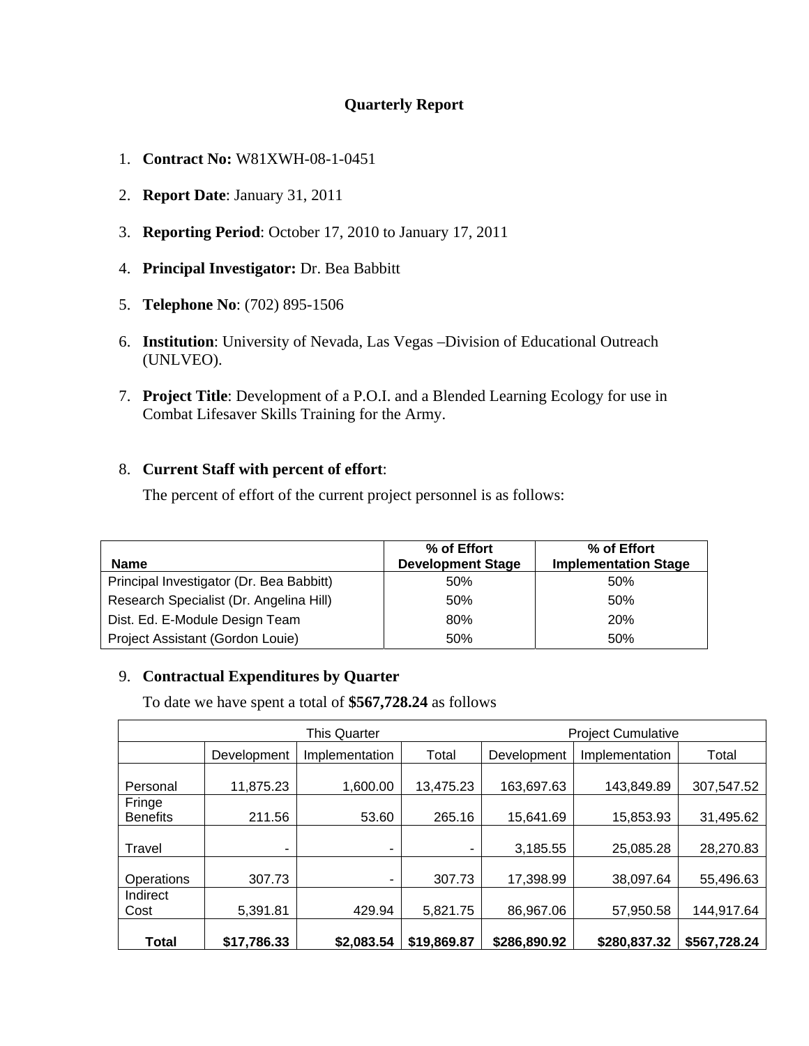# Quarterly Report

1. **Contract No:** W81XWH-08-1-0451
2. **Report Date**: January 31, 2011
3. **Reporting Period**: October 17, 2010 to January 17, 2011
4. **Principal Investigator:** Dr. Bea Babbitt
5. **Telephone No**: (702) 895-1506
6. **Institution**: University of Nevada, Las Vegas –Division of Educational Outreach (UNLVEO).
7. **Project Title**: Development of a P.O.I. and a Blended Learning Ecology for use in Combat Lifesaver Skills Training for the Army.
8. **Current Staff with percent of effort**:

   The percent of effort of the current project personnel is as follows:

| Name | % of Effort Development Stage | % of Effort Implementation Stage |
|---|---|---|
| Principal Investigator (Dr. Bea Babbitt) | 50% | 50% |
| Research Specialist (Dr. Angelina Hill) | 50% | 50% |
| Dist. Ed. E-Module Design Team | 80% | 20% |
| Project Assistant (Gordon Louie) | 50% | 50% |

9. **Contractual Expenditures by Quarter**

   To date we have spent a total of **$567,728.24** as follows

| | This Quarter | | | Project Cumulative | | |
|---|---|---|---|---|---|---|
| | Development | Implementation | Total | Development | Implementation | Total |
| Personal | 11,875.23 | 1,600.00 | 13,475.23 | 163,697.63 | 143,849.89 | 307,547.52 |
| Fringe Benefits | 211.56 | 53.60 | 265.16 | 15,641.69 | 15,853.93 | 31,495.62 |
| Travel | - | - | - | 3,185.55 | 25,085.28 | 28,270.83 |
| Operations | 307.73 | - | 307.73 | 17,398.99 | 38,097.64 | 55,496.63 |
| Indirect Cost | 5,391.81 | 429.94 | 5,821.75 | 86,967.06 | 57,950.58 | 144,917.64 |
| **Total** | **$17,786.33** | **$2,083.54** | **$19,869.87** | **$286,890.92** | **$280,837.32** | **$567,728.24** |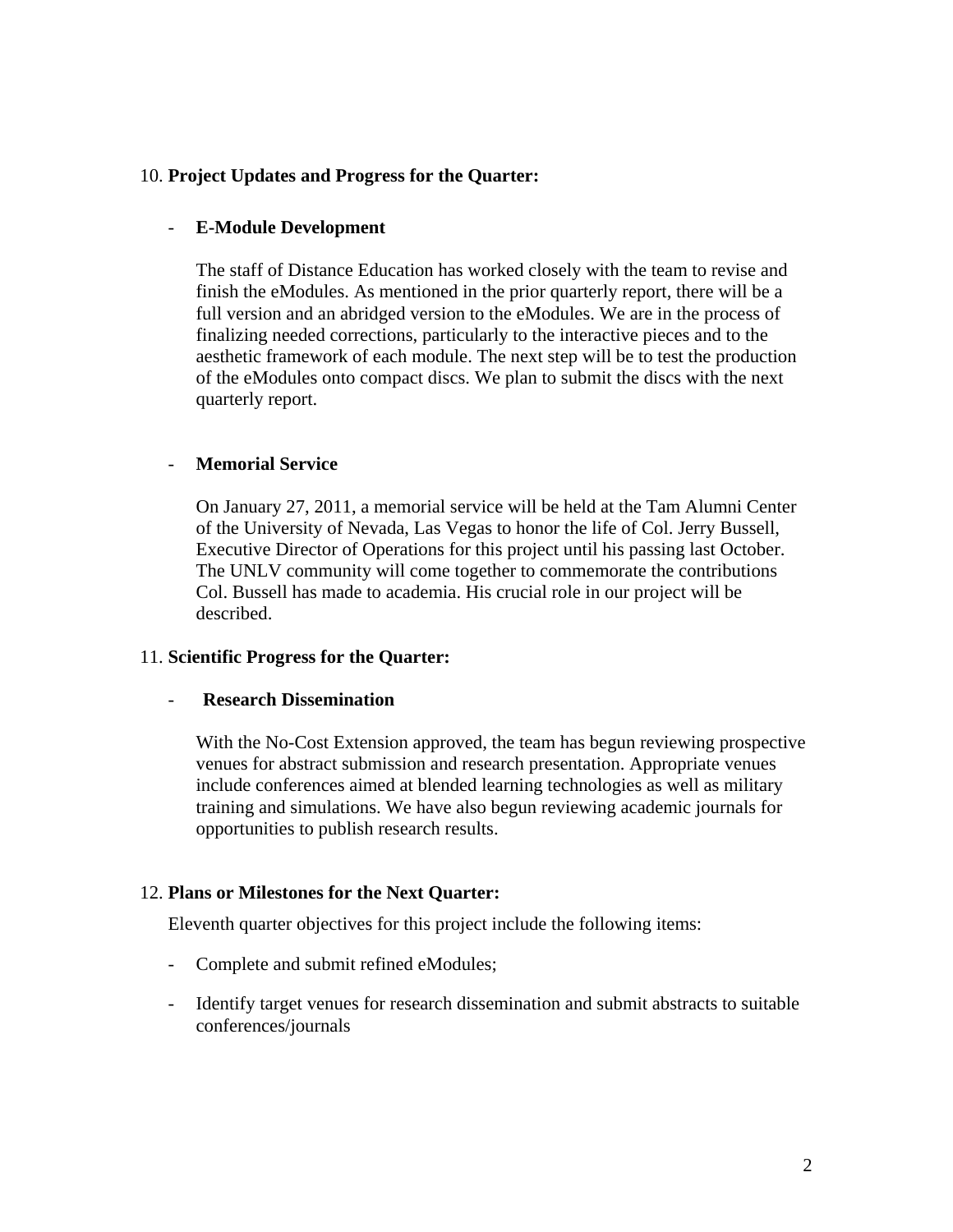10. **Project Updates and Progress for the Quarter:**

- **E-Module Development**

  The staff of Distance Education has worked closely with the team to revise and finish the eModules. As mentioned in the prior quarterly report, there will be a full version and an abridged version to the eModules. We are in the process of finalizing needed corrections, particularly to the interactive pieces and to the aesthetic framework of each module. The next step will be to test the production of the eModules onto compact discs. We plan to submit the discs with the next quarterly report.

- **Memorial Service**

  On January 27, 2011, a memorial service will be held at the Tam Alumni Center of the University of Nevada, Las Vegas to honor the life of Col. Jerry Bussell, Executive Director of Operations for this project until his passing last October. The UNLV community will come together to commemorate the contributions Col. Bussell has made to academia. His crucial role in our project will be described.

11. **Scientific Progress for the Quarter:**

- **Research Dissemination**

  With the No-Cost Extension approved, the team has begun reviewing prospective venues for abstract submission and research presentation. Appropriate venues include conferences aimed at blended learning technologies as well as military training and simulations. We have also begun reviewing academic journals for opportunities to publish research results.

12. **Plans or Milestones for the Next Quarter:**

Eleventh quarter objectives for this project include the following items:

- Complete and submit refined eModules;
- Identify target venues for research dissemination and submit abstracts to suitable conferences/journals